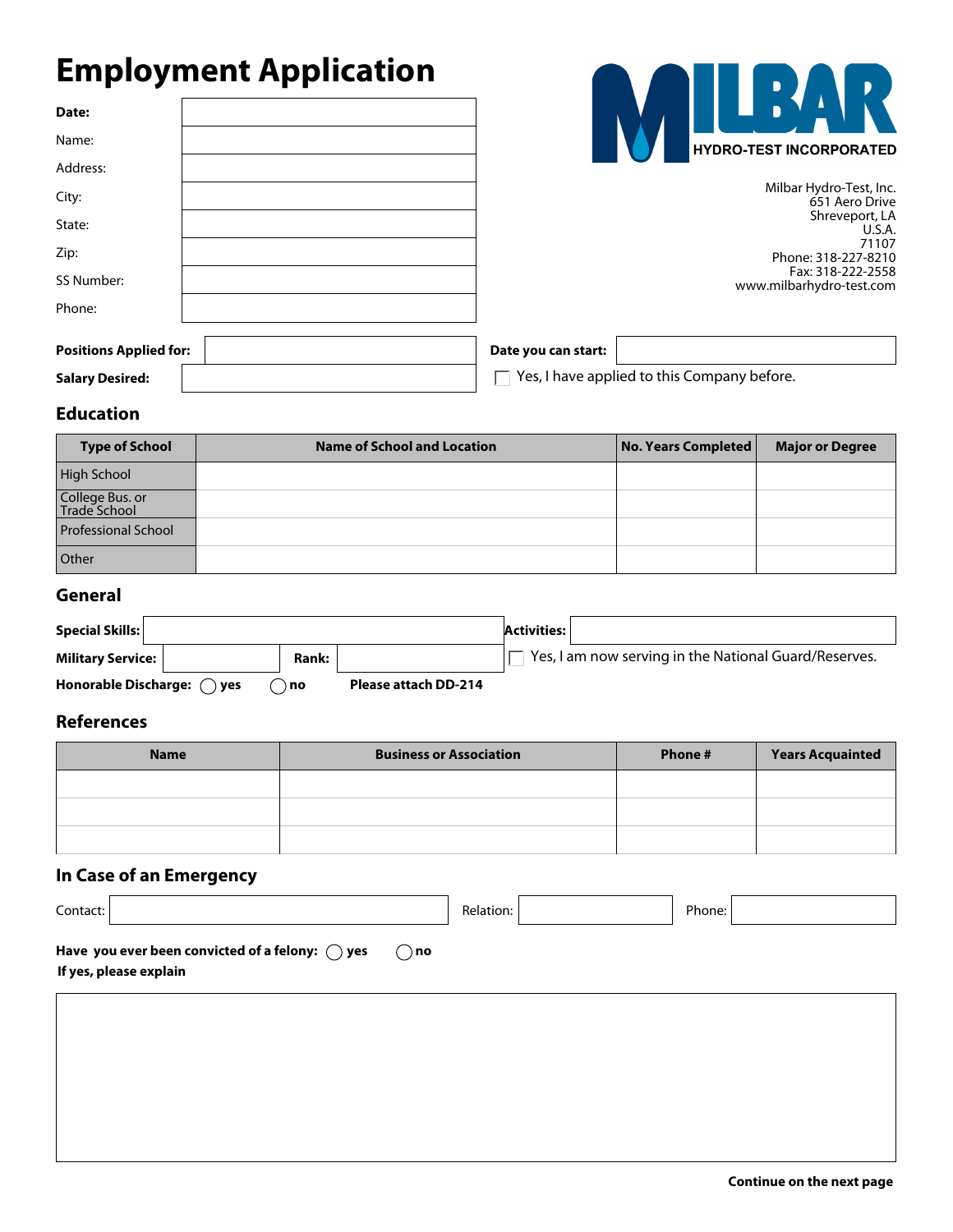# Employment Application

MILBAR HYDRO-TEST INCORPORATED

Milbar Hydro-Test, Inc.
651 Aero Drive
Shreveport, LA
U.S.A.
71107
Phone: 318-227-8210
Fax: 318-222-2558
www.milbarhydro-test.com

| | |
|---|---|
| **Date:** | |
| Name: | |
| Address: | |
| City: | |
| State: | |
| Zip: | |
| SS Number: | |
| Phone: | |

**Positions Applied for:** ______ **Date you can start:** ______

**Salary Desired:** ______ ☐ Yes, I have applied to this Company before.

## Education

| Type of School | Name of School and Location | No. Years Completed | Major or Degree |
|---|---|---|---|
| High School | | | |
| College Bus. or Trade School | | | |
| Professional School | | | |
| Other | | | |

## General

**Special Skills:** ______ **Activities:** ______

**Military Service:** ______ **Rank:** ______ ☐ Yes, I am now serving in the National Guard/Reserves.

**Honorable Discharge:** ◯ **yes** ◯ **no** **Please attach DD-214**

## References

| Name | Business or Association | Phone # | Years Acquainted |
|---|---|---|---|
| | | | |
| | | | |
| | | | |

## In Case of an Emergency

Contact: ______ Relation: ______ Phone: ______

**Have you ever been convicted of a felony:** ◯ **yes** ◯ **no**
**If yes, please explain**

**Continue on the next page**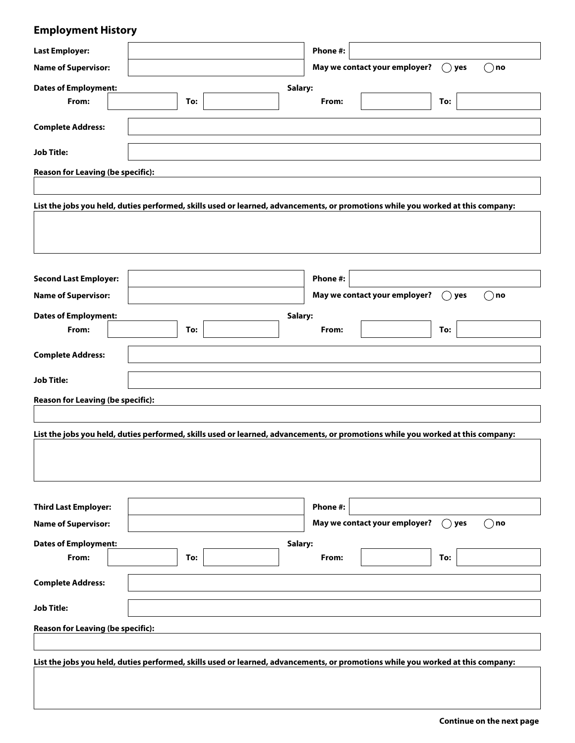## Employment History

**Last Employer:** ______________________ **Phone #:** ______________________

**Name of Supervisor:** ______________________ **May we contact your employer?** ◯ **yes** ◯ **no**

**Dates of Employment:** **Salary:**

**From:** __________ **To:** __________ **From:** __________ **To:** __________

**Complete Address:** ______________________________________________

**Job Title:** ______________________________________________

**Reason for Leaving (be specific):**

______________________________________________

**List the jobs you held, duties performed, skills used or learned, advancements, or promotions while you worked at this company:**

______________________________________________

**Second Last Employer:** ______________________ **Phone #:** ______________________

**Name of Supervisor:** ______________________ **May we contact your employer?** ◯ **yes** ◯ **no**

**Dates of Employment:** **Salary:**

**From:** __________ **To:** __________ **From:** __________ **To:** __________

**Complete Address:** ______________________________________________

**Job Title:** ______________________________________________

**Reason for Leaving (be specific):**

______________________________________________

**List the jobs you held, duties performed, skills used or learned, advancements, or promotions while you worked at this company:**

______________________________________________

**Third Last Employer:** ______________________ **Phone #:** ______________________

**Name of Supervisor:** ______________________ **May we contact your employer?** ◯ **yes** ◯ **no**

**Dates of Employment:** **Salary:**

**From:** __________ **To:** __________ **From:** __________ **To:** __________

**Complete Address:** ______________________________________________

**Job Title:** ______________________________________________

**Reason for Leaving (be specific):**

______________________________________________

**List the jobs you held, duties performed, skills used or learned, advancements, or promotions while you worked at this company:**

______________________________________________

**Continue on the next page**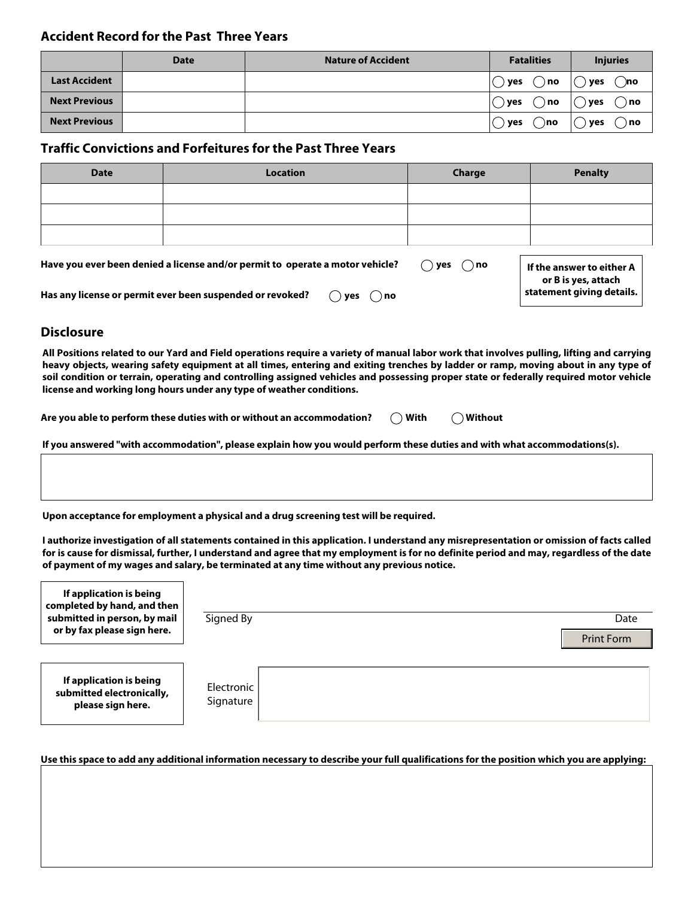## Accident Record for the Past Three Years

| | Date | Nature of Accident | Fatalities | Injuries |
|---|---|---|---|---|
| **Last Accident** | | | ◯ yes ◯ no | ◯ yes ◯ no |
| **Next Previous** | | | ◯ yes ◯ no | ◯ yes ◯ no |
| **Next Previous** | | | ◯ yes ◯ no | ◯ yes ◯ no |

## Traffic Convictions and Forfeitures for the Past Three Years

| Date | Location | Charge | Penalty |
|---|---|---|---|
| | | | |
| | | | |
| | | | |

**Have you ever been denied a license and/or permit to operate a motor vehicle?** ◯ **yes** ◯ **no**

**Has any license or permit ever been suspended or revoked?** ◯ **yes** ◯ **no**

**If the answer to either A or B is yes, attach statement giving details.**

## Disclosure

**All Positions related to our Yard and Field operations require a variety of manual labor work that involves pulling, lifting and carrying heavy objects, wearing safety equipment at all times, entering and exiting trenches by ladder or ramp, moving about in any type of soil condition or terrain, operating and controlling assigned vehicles and possessing proper state or federally required motor vehicle license and working long hours under any type of weather conditions.**

**Are you able to perform these duties with or without an accommodation?** ◯ **With** ◯ **Without**

**If you answered "with accommodation", please explain how you would perform these duties and with what accommodations(s).**

**Upon acceptance for employment a physical and a drug screening test will be required.**

**I authorize investigation of all statements contained in this application. I understand any misrepresentation or omission of facts called for is cause for dismissal, further, I understand and agree that my employment is for no definite period and may, regardless of the date of payment of my wages and salary, be terminated at any time without any previous notice.**

**If application is being completed by hand, and then submitted in person, by mail or by fax please sign here.**

Signed By Date

Print Form

**If application is being submitted electronically, please sign here.**

Electronic Signature

**Use this space to add any additional information necessary to describe your full qualifications for the position which you are applying:**